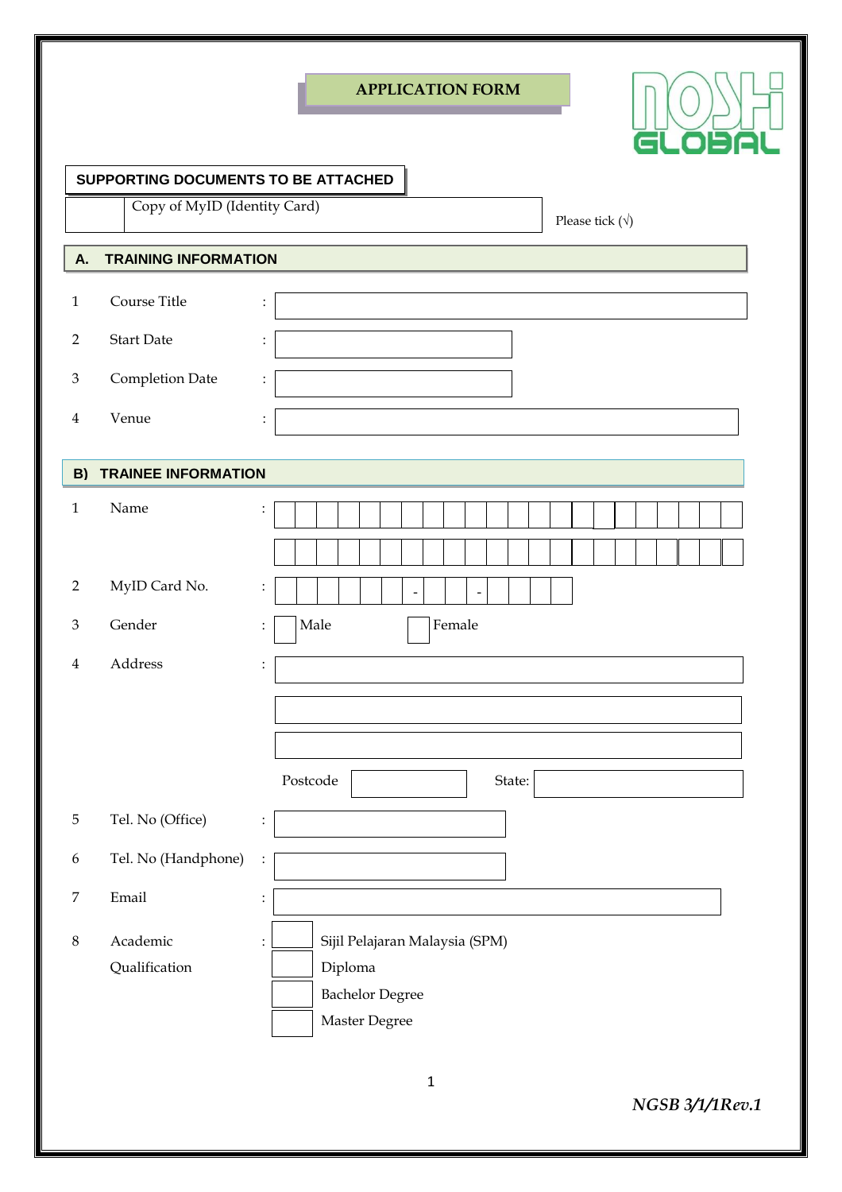# APPLICATION FORM

NOSH GLOBAL

## SUPPORTING DOCUMENTS TO BE ATTACHED

| | Copy of MyID (Identity Card) |
|---|---|

Please tick (√)

## A. TRAINING INFORMATION

| | | | |
|---|---|---|---|
| 1 | Course Title | : | |
| 2 | Start Date | : | |
| 3 | Completion Date | : | |
| 4 | Venue | : | |

## B) TRAINEE INFORMATION

| | | | |
|---|---|---|---|
| 1 | Name | : | |
| 2 | MyID Card No. | : | - - |
| 3 | Gender | : | ☐ Male ☐ Female |
| 4 | Address | : | |
| | | | Postcode: State: |
| 5 | Tel. No (Office) | : | |
| 6 | Tel. No (Handphone) | : | |
| 7 | Email | : | |
| 8 | Academic Qualification | : | ☐ Sijil Pelajaran Malaysia (SPM) |
| | | | ☐ Diploma |
| | | | ☐ Bachelor Degree |
| | | | ☐ Master Degree |

*NGSB 3/1/1Rev.1*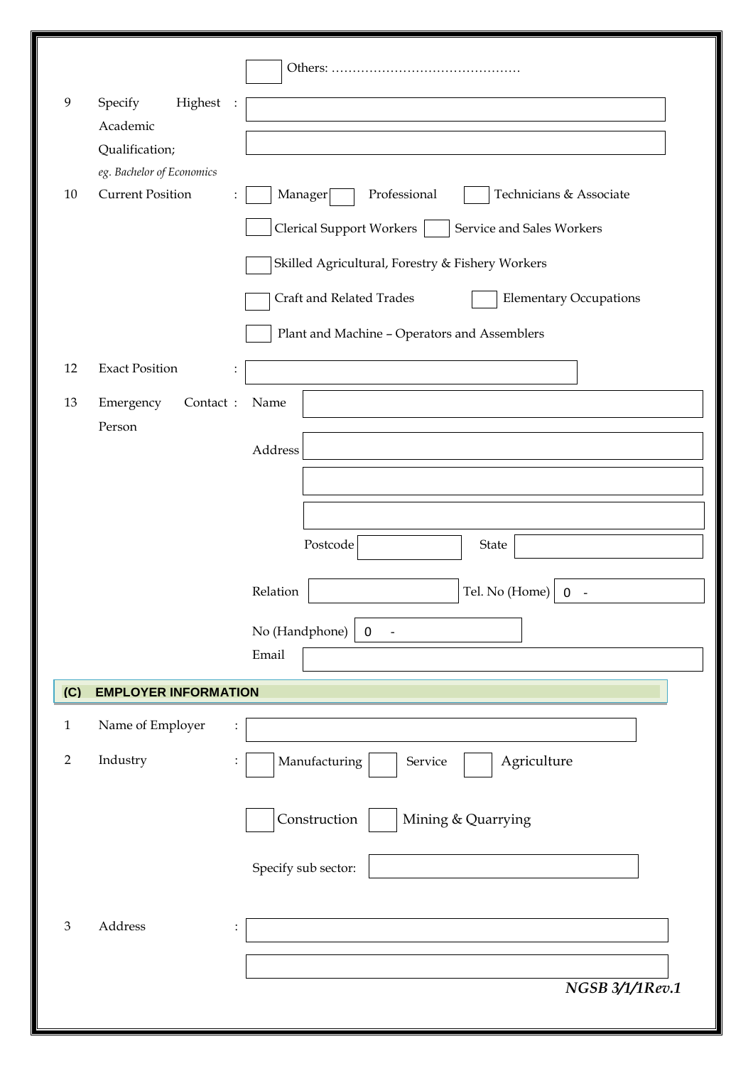☐ Others: ……………………………………

9 Specify Highest Academic Qualification; : ____________________

*eg. Bachelor of Economics*

10 Current Position :
☐ Manager ☐ Professional ☐ Technicians & Associate
☐ Clerical Support Workers ☐ Service and Sales Workers
☐ Skilled Agricultural, Forestry & Fishery Workers
☐ Craft and Related Trades ☐ Elementary Occupations
☐ Plant and Machine – Operators and Assemblers

12 Exact Position : ____________________

13 Emergency Contact Person :

Name ____________________

Address ____________________

Postcode ________ State ________

Relation ________ Tel. No (Home) 0 -

No (Handphone) 0 -

Email ____________________

## (C) EMPLOYER INFORMATION

1 Name of Employer : ____________________

2 Industry :
☐ Manufacturing ☐ Service ☐ Agriculture
☐ Construction ☐ Mining & Quarrying

Specify sub sector: ____________________

3 Address : ____________________

NGSB 3/1/1Rev.1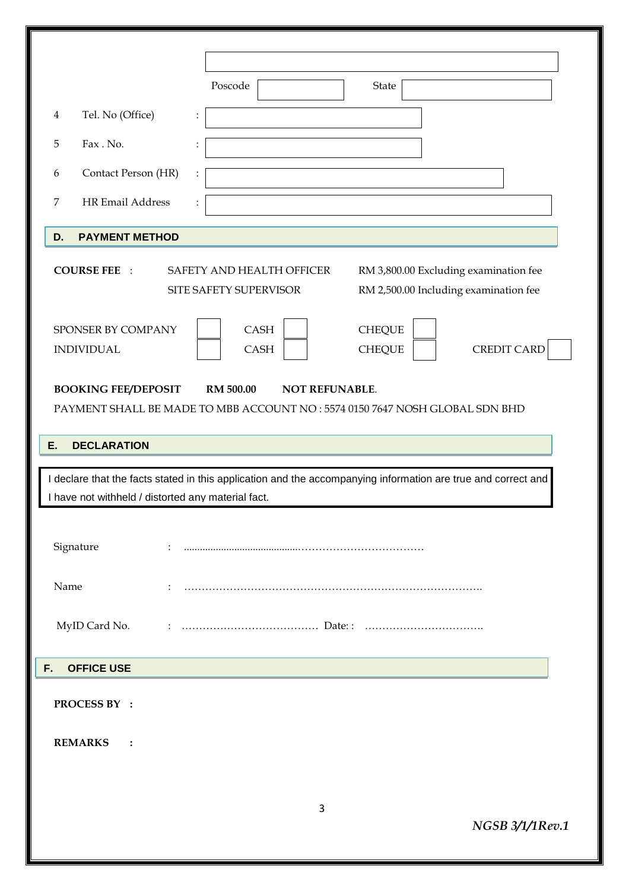Poscode: State:

4 Tel. No (Office) :

5 Fax . No. :

6 Contact Person (HR) :

7 HR Email Address :

## D. PAYMENT METHOD

| | | |
|---|---|---|
| **COURSE FEE** : | SAFETY AND HEALTH OFFICER | RM 3,800.00 Excluding examination fee |
| | SITE SAFETY SUPERVISOR | RM 2,500.00 Including examination fee |

| | | | | | | | |
|---|---|---|---|---|---|---|---|
| SPONSER BY COMPANY | ☐ | CASH | ☐ | CHEQUE | ☐ | | |
| INDIVIDUAL | ☐ | CASH | ☐ | CHEQUE | ☐ | CREDIT CARD | ☐ |

**BOOKING FEE/DEPOSIT** **RM 500.00** **NOT REFUNABLE**.

PAYMENT SHALL BE MADE TO MBB ACCOUNT NO : 5574 0150 7647 NOSH GLOBAL SDN BHD

## E. DECLARATION

I declare that the facts stated in this application and the accompanying information are true and correct and I have not withheld / distorted any material fact.

Signature : ..........................................................................

Name : ……………………………………………………………………………..

MyID Card No. : ………………………………… Date: : …………………………….

## F. OFFICE USE

**PROCESS BY :**

**REMARKS :**

*NGSB 3/1/1Rev.1*